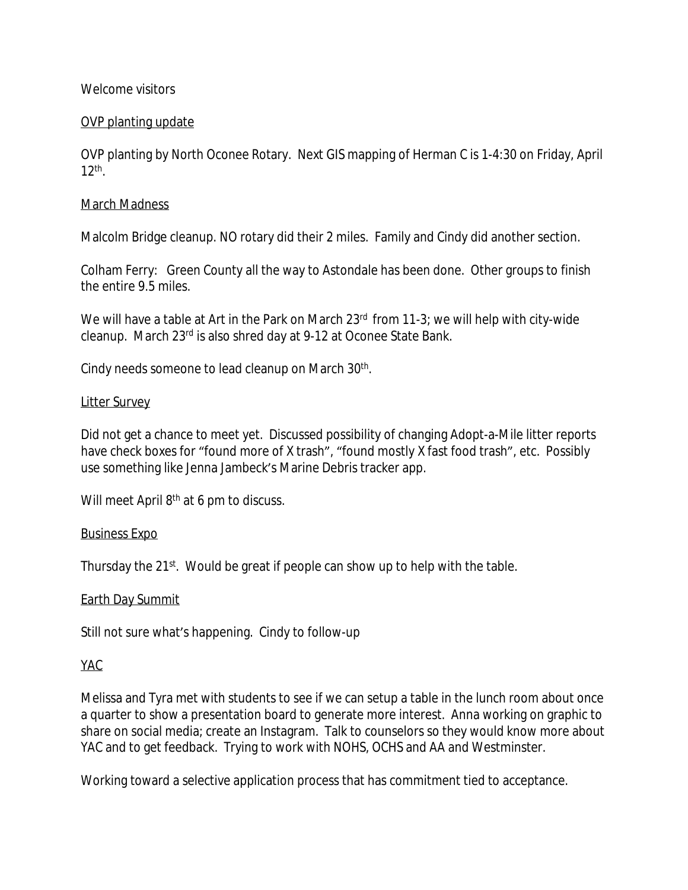Welcome visitors

OVP planting update

OVP planting by North Oconee Rotary. Next GIS mapping of Herman C is 1-4:30 on Friday, April 12th.

March Madness

Malcolm Bridge cleanup. NO rotary did their 2 miles. Family and Cindy did another section.

Colham Ferry: Green County all the way to Astondale has been done. Other groups to finish the entire 9.5 miles.

We will have a table at Art in the Park on March 23rd from 11-3; we will help with city-wide cleanup. March 23rd is also shred day at 9-12 at Oconee State Bank.

Cindy needs someone to lead cleanup on March 30th.

Litter Survey

Did not get a chance to meet yet. Discussed possibility of changing Adopt-a-Mile litter reports have check boxes for "found more of X trash", "found mostly X fast food trash", etc. Possibly use something like Jenna Jambeck's Marine Debris tracker app.

Will meet April 8th at 6 pm to discuss.

Business Expo

Thursday the 21st. Would be great if people can show up to help with the table.

Earth Day Summit

Still not sure what's happening. Cindy to follow-up

YAC

Melissa and Tyra met with students to see if we can setup a table in the lunch room about once a quarter to show a presentation board to generate more interest. Anna working on graphic to share on social media; create an Instagram. Talk to counselors so they would know more about YAC and to get feedback. Trying to work with NOHS, OCHS and AA and Westminster.

Working toward a selective application process that has commitment tied to acceptance.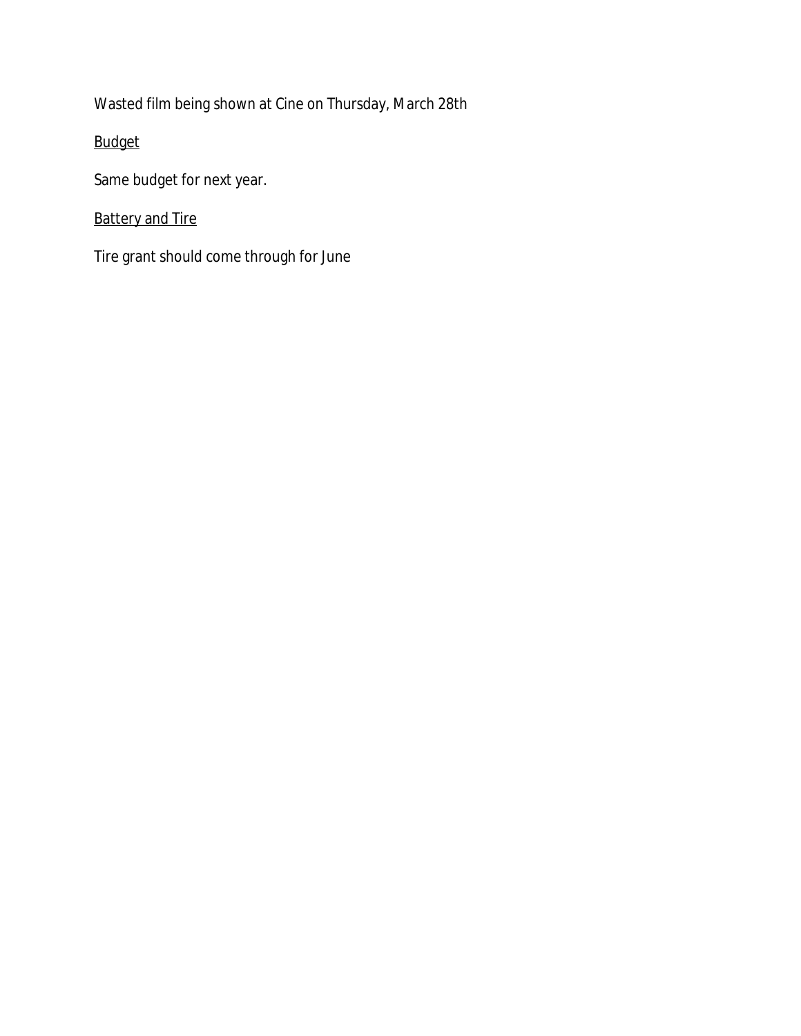Wasted film being shown at Cine on Thursday, March 28th

Budget

Same budget for next year.

Battery and Tire

Tire grant should come through for June